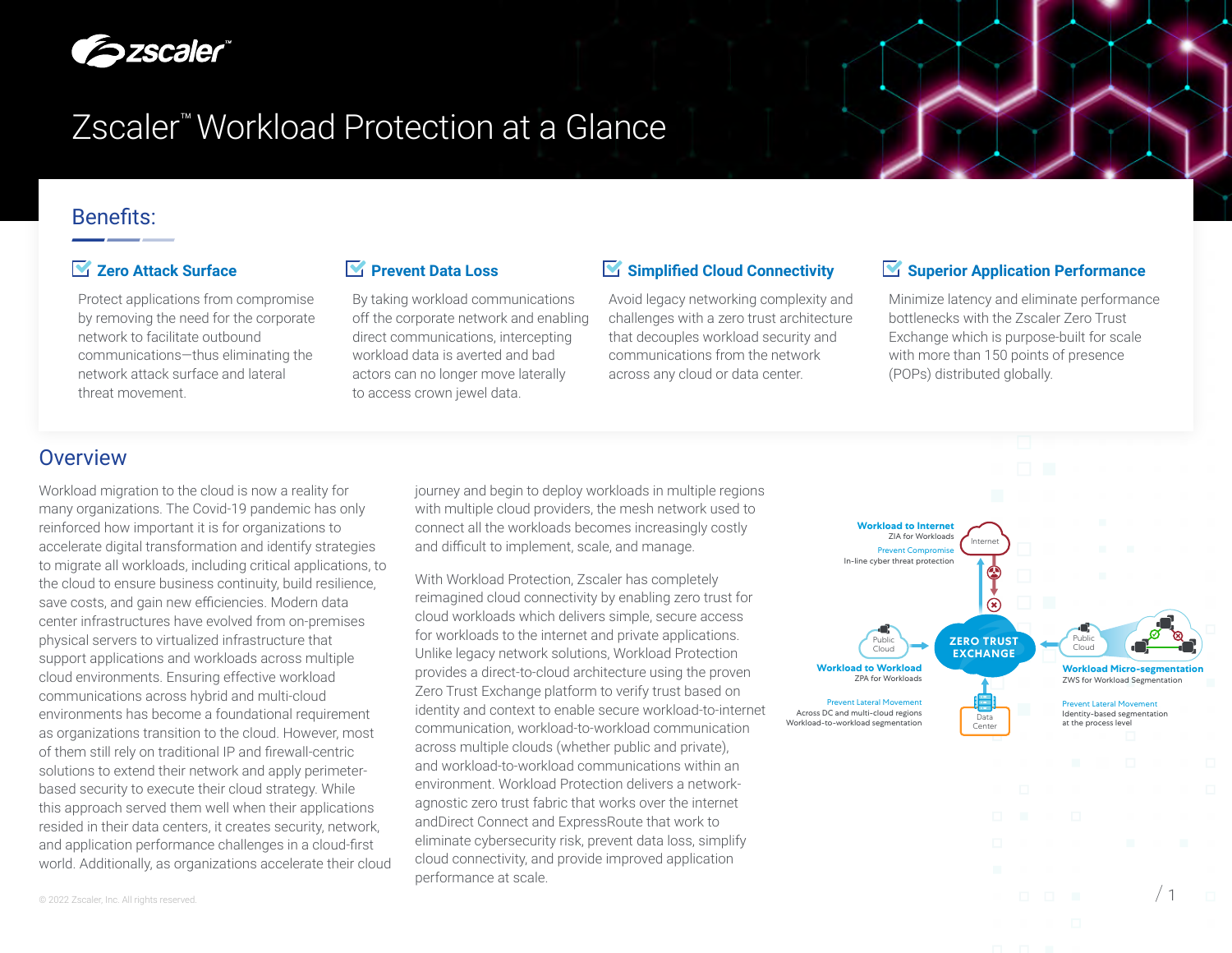# Zscaler™ Workload Protection at a Glance

## Benefits:

### Zero Attack Surface

Protect applications from compromise by removing the need for the corporate network to facilitate outbound communications—thus eliminating the network attack surface and lateral threat movement.

### Prevent Data Loss

By taking workload communications off the corporate network and enabling direct communications, intercepting workload data is averted and bad actors can no longer move laterally to access crown jewel data.

### Simplified Cloud Connectivity

Avoid legacy networking complexity and challenges with a zero trust architecture that decouples workload security and communications from the network across any cloud or data center.

### Superior Application Performance

Minimize latency and eliminate performance bottlenecks with the Zscaler Zero Trust Exchange which is purpose-built for scale with more than 150 points of presence (POPs) distributed globally.

## Overview

Workload migration to the cloud is now a reality for many organizations. The Covid-19 pandemic has only reinforced how important it is for organizations to accelerate digital transformation and identify strategies to migrate all workloads, including critical applications, to the cloud to ensure business continuity, build resilience, save costs, and gain new efficiencies. Modern data center infrastructures have evolved from on-premises physical servers to virtualized infrastructure that support applications and workloads across multiple cloud environments. Ensuring effective workload communications across hybrid and multi-cloud environments has become a foundational requirement as organizations transition to the cloud. However, most of them still rely on traditional IP and firewall-centric solutions to extend their network and apply perimeter-based security to execute their cloud strategy. While this approach served them well when their applications resided in their data centers, it creates security, network, and application performance challenges in a cloud-first world. Additionally, as organizations accelerate their cloud journey and begin to deploy workloads in multiple regions with multiple cloud providers, the mesh network used to connect all the workloads becomes increasingly costly and difficult to implement, scale, and manage.

With Workload Protection, Zscaler has completely reimagined cloud connectivity by enabling zero trust for cloud workloads which delivers simple, secure access for workloads to the internet and private applications. Unlike legacy network solutions, Workload Protection provides a direct-to-cloud architecture using the proven Zero Trust Exchange platform to verify trust based on identity and context to enable secure workload-to-internet communication, workload-to-workload communication across multiple clouds (whether public and private), and workload-to-workload communications within an environment. Workload Protection delivers a network-agnostic zero trust fabric that works over the internet andDirect Connect and ExpressRoute that work to eliminate cybersecurity risk, prevent data loss, simplify cloud connectivity, and provide improved application performance at scale.

**Workload to Internet**
ZIA for Workloads
Prevent Compromise
In-line cyber threat protection

Internet

ZERO TRUST EXCHANGE

Public Cloud

**Workload to Workload**
ZPA for Workloads
Prevent Lateral Movement
Across DC and multi-cloud regions
Workload-to-workload segmentation

Data Center

Public Cloud

**Workload Micro-segmentation**
ZWS for Workload Segmentation
Prevent Lateral Movement
Identity-based segmentation at the process level

© 2022 Zscaler, Inc. All rights reserved.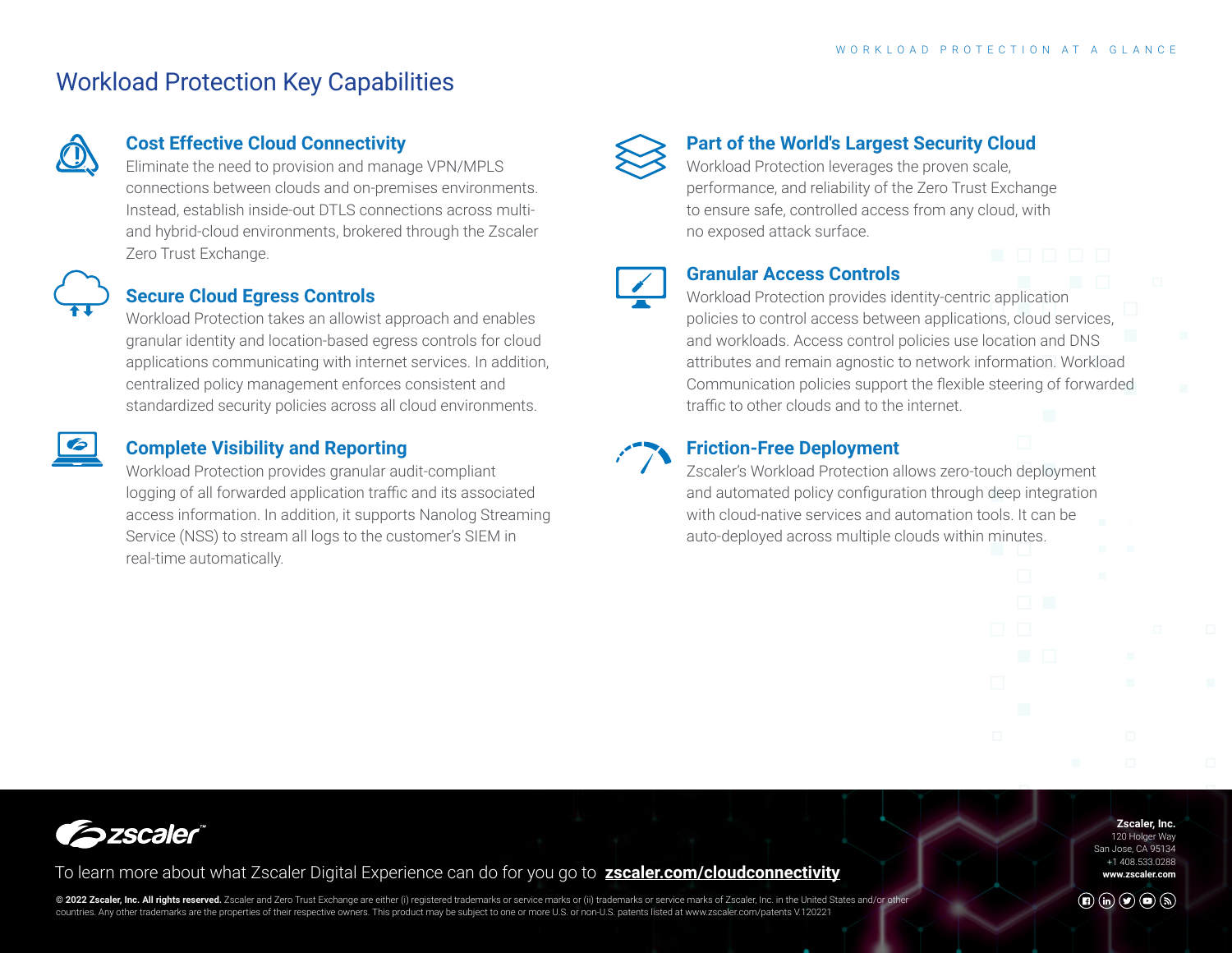# Workload Protection Key Capabilities

### Cost Effective Cloud Connectivity

Eliminate the need to provision and manage VPN/MPLS connections between clouds and on-premises environments. Instead, establish inside-out DTLS connections across multi- and hybrid-cloud environments, brokered through the Zscaler Zero Trust Exchange.

### Secure Cloud Egress Controls

Workload Protection takes an allowist approach and enables granular identity and location-based egress controls for cloud applications communicating with internet services. In addition, centralized policy management enforces consistent and standardized security policies across all cloud environments.

### Complete Visibility and Reporting

Workload Protection provides granular audit-compliant logging of all forwarded application traffic and its associated access information. In addition, it supports Nanolog Streaming Service (NSS) to stream all logs to the customer's SIEM in real-time automatically.

### Part of the World's Largest Security Cloud

Workload Protection leverages the proven scale, performance, and reliability of the Zero Trust Exchange to ensure safe, controlled access from any cloud, with no exposed attack surface.

### Granular Access Controls

Workload Protection provides identity-centric application policies to control access between applications, cloud services, and workloads. Access control policies use location and DNS attributes and remain agnostic to network information. Workload Communication policies support the flexible steering of forwarded traffic to other clouds and to the internet.

### Friction-Free Deployment

Zscaler's Workload Protection allows zero-touch deployment and automated policy configuration through deep integration with cloud-native services and automation tools. It can be auto-deployed across multiple clouds within minutes.

zscaler™

To learn more about what Zscaler Digital Experience can do for you go to **zscaler.com/cloudconnectivity**

**Zscaler, Inc.**
120 Holger Way
San Jose, CA 95134
+1 408.533.0288
**www.zscaler.com**

**© 2022 Zscaler, Inc. All rights reserved.** Zscaler and Zero Trust Exchange are either (i) registered trademarks or service marks or (ii) trademarks or service marks of Zscaler, Inc. in the United States and/or other countries. Any other trademarks are the properties of their respective owners. This product may be subject to one or more U.S. or non-U.S. patents listed at www.zscaler.com/patents V.120221